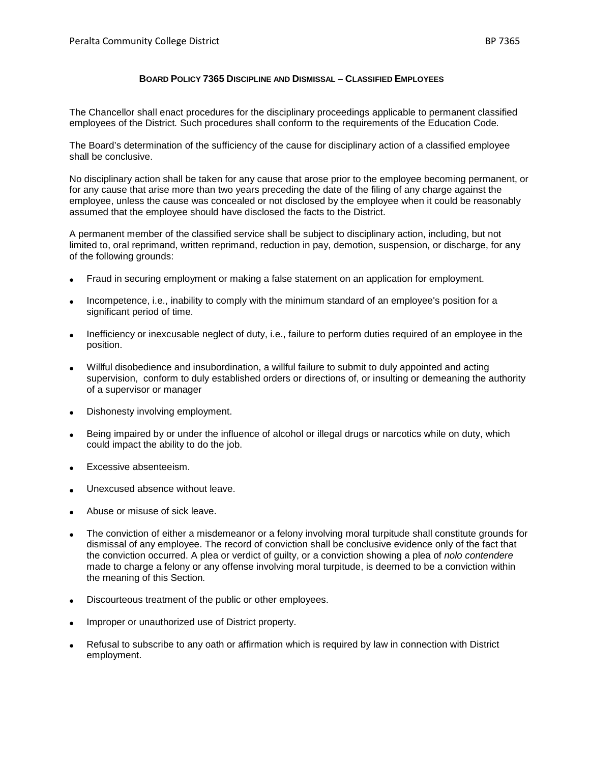# BOARD POLICY 7365 DISCIPLINE AND DISMISSAL – CLASSIFIED EMPLOYEES

The Chancellor shall enact procedures for the disciplinary proceedings applicable to permanent classified employees of the District. Such procedures shall conform to the requirements of the Education Code.

The Board's determination of the sufficiency of the cause for disciplinary action of a classified employee shall be conclusive.

No disciplinary action shall be taken for any cause that arose prior to the employee becoming permanent, or for any cause that arise more than two years preceding the date of the filing of any charge against the employee, unless the cause was concealed or not disclosed by the employee when it could be reasonably assumed that the employee should have disclosed the facts to the District.

A permanent member of the classified service shall be subject to disciplinary action, including, but not limited to, oral reprimand, written reprimand, reduction in pay, demotion, suspension, or discharge, for any of the following grounds:

- Fraud in securing employment or making a false statement on an application for employment.
- Incompetence, i.e., inability to comply with the minimum standard of an employee's position for a significant period of time.
- Inefficiency or inexcusable neglect of duty, i.e., failure to perform duties required of an employee in the position.
- Willful disobedience and insubordination, a willful failure to submit to duly appointed and acting supervision, conform to duly established orders or directions of, or insulting or demeaning the authority of a supervisor or manager
- Dishonesty involving employment.
- Being impaired by or under the influence of alcohol or illegal drugs or narcotics while on duty, which could impact the ability to do the job.
- Excessive absenteeism.
- Unexcused absence without leave.
- Abuse or misuse of sick leave.
- The conviction of either a misdemeanor or a felony involving moral turpitude shall constitute grounds for dismissal of any employee. The record of conviction shall be conclusive evidence only of the fact that the conviction occurred. A plea or verdict of guilty, or a conviction showing a plea of *nolo contendere* made to charge a felony or any offense involving moral turpitude, is deemed to be a conviction within the meaning of this Section.
- Discourteous treatment of the public or other employees.
- Improper or unauthorized use of District property.
- Refusal to subscribe to any oath or affirmation which is required by law in connection with District employment.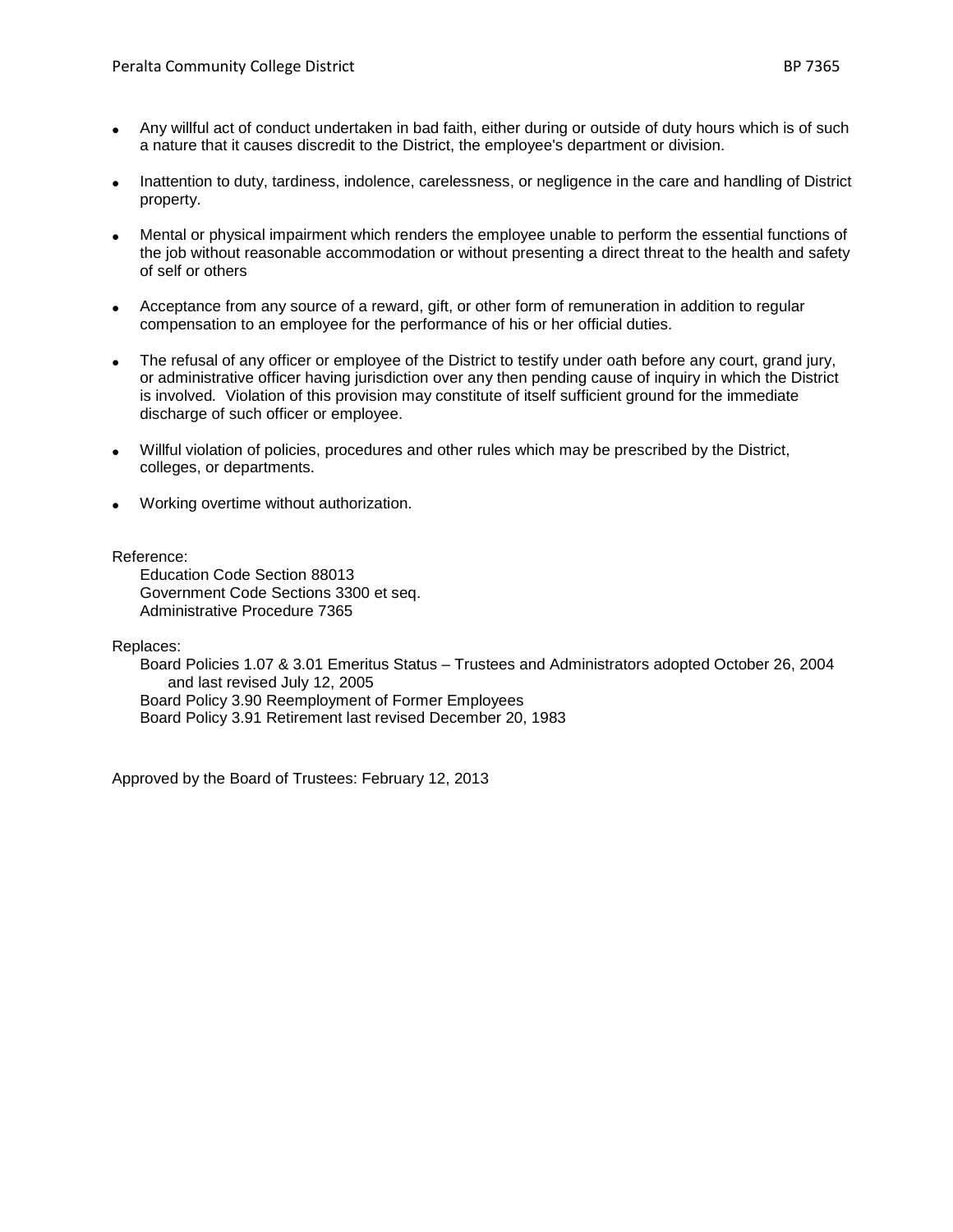- Any willful act of conduct undertaken in bad faith, either during or outside of duty hours which is of such a nature that it causes discredit to the District, the employee's department or division.

- Inattention to duty, tardiness, indolence, carelessness, or negligence in the care and handling of District property.

- Mental or physical impairment which renders the employee unable to perform the essential functions of the job without reasonable accommodation or without presenting a direct threat to the health and safety of self or others

- Acceptance from any source of a reward, gift, or other form of remuneration in addition to regular compensation to an employee for the performance of his or her official duties.

- The refusal of any officer or employee of the District to testify under oath before any court, grand jury, or administrative officer having jurisdiction over any then pending cause of inquiry in which the District is involved. Violation of this provision may constitute of itself sufficient ground for the immediate discharge of such officer or employee.

- Willful violation of policies, procedures and other rules which may be prescribed by the District, colleges, or departments.

- Working overtime without authorization.

Reference:
Education Code Section 88013
Government Code Sections 3300 et seq.
Administrative Procedure 7365

Replaces:
Board Policies 1.07 & 3.01 Emeritus Status – Trustees and Administrators adopted October 26, 2004 and last revised July 12, 2005
Board Policy 3.90 Reemployment of Former Employees
Board Policy 3.91 Retirement last revised December 20, 1983

Approved by the Board of Trustees: February 12, 2013